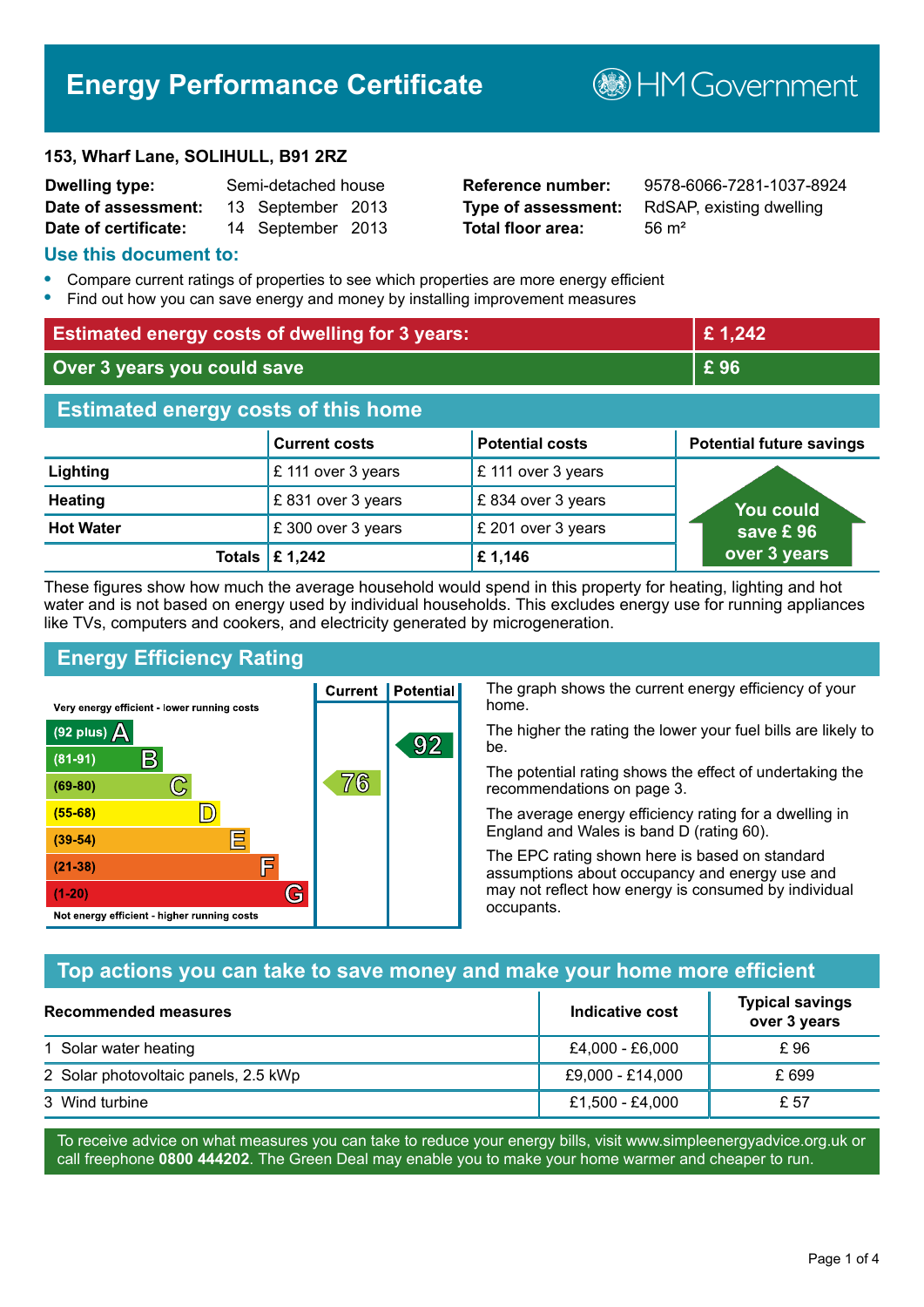# Energy Performance Certificate

HM Government

**153, Wharf Lane, SOLIHULL, B91 2RZ**

| | | | |
|---|---|---|---|
| **Dwelling type:** | Semi-detached house | **Reference number:** | 9578-6066-7281-1037-8924 |
| **Date of assessment:** | 13 September 2013 | **Type of assessment:** | RdSAP, existing dwelling |
| **Date of certificate:** | 14 September 2013 | **Total floor area:** | 56 m² |

## Use this document to:

- Compare current ratings of properties to see which properties are more energy efficient
- Find out how you can save energy and money by installing improvement measures

| | |
|---|---|
| **Estimated energy costs of dwelling for 3 years:** | **£ 1,242** |
| **Over 3 years you could save** | **£ 96** |

## Estimated energy costs of this home

| | Current costs | Potential costs | Potential future savings |
|---|---|---|---|
| **Lighting** | £ 111 over 3 years | £ 111 over 3 years | You could save £ 96 over 3 years |
| **Heating** | £ 831 over 3 years | £ 834 over 3 years | |
| **Hot Water** | £ 300 over 3 years | £ 201 over 3 years | |
| **Totals** | **£ 1,242** | **£ 1,146** | |

These figures show how much the average household would spend in this property for heating, lighting and hot water and is not based on energy used by individual households. This excludes energy use for running appliances like TVs, computers and cookers, and electricity generated by microgeneration.

## Energy Efficiency Rating

| Rating | Current | Potential |
|---|---|---|
| Very energy efficient - lower running costs | | |
| (92 plus) A | | 92 |
| (81-91) B | | |
| (69-80) C | 76 | |
| (55-68) D | | |
| (39-54) E | | |
| (21-38) F | | |
| (1-20) G | | |
| Not energy efficient - higher running costs | | |

The graph shows the current energy efficiency of your home.

The higher the rating the lower your fuel bills are likely to be.

The potential rating shows the effect of undertaking the recommendations on page 3.

The average energy efficiency rating for a dwelling in England and Wales is band D (rating 60).

The EPC rating shown here is based on standard assumptions about occupancy and energy use and may not reflect how energy is consumed by individual occupants.

## Top actions you can take to save money and make your home more efficient

| Recommended measures | Indicative cost | Typical savings over 3 years |
|---|---|---|
| 1 Solar water heating | £4,000 - £6,000 | £ 96 |
| 2 Solar photovoltaic panels, 2.5 kWp | £9,000 - £14,000 | £ 699 |
| 3 Wind turbine | £1,500 - £4,000 | £ 57 |

To receive advice on what measures you can take to reduce your energy bills, visit www.simpleenergyadvice.org.uk or call freephone **0800 444202**. The Green Deal may enable you to make your home warmer and cheaper to run.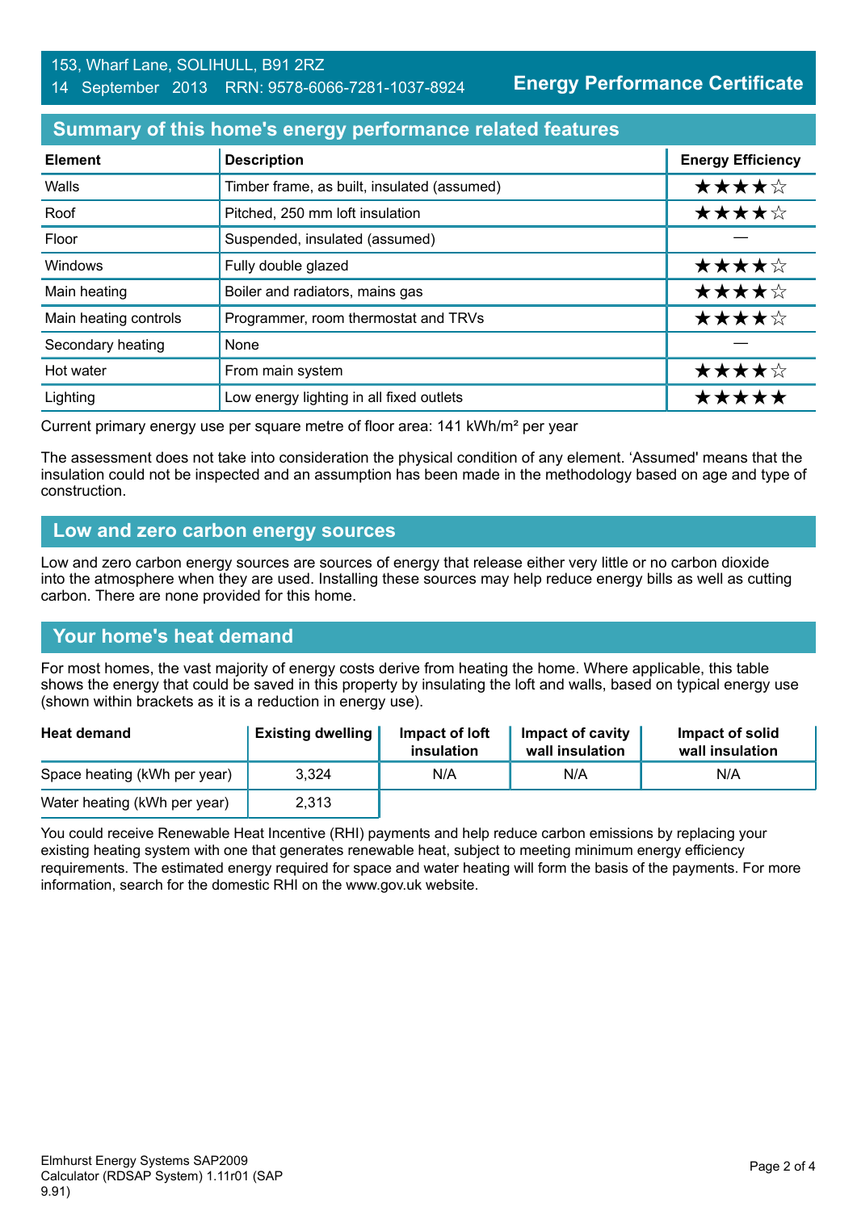153, Wharf Lane, SOLIHULL, B91 2RZ
14 September 2013 RRN: 9578-6066-7281-1037-8924

**Energy Performance Certificate**

## Summary of this home's energy performance related features

| Element | Description | Energy Efficiency |
|---|---|---|
| Walls | Timber frame, as built, insulated (assumed) | ★★★★☆ |
| Roof | Pitched, 250 mm loft insulation | ★★★★☆ |
| Floor | Suspended, insulated (assumed) | — |
| Windows | Fully double glazed | ★★★★☆ |
| Main heating | Boiler and radiators, mains gas | ★★★★☆ |
| Main heating controls | Programmer, room thermostat and TRVs | ★★★★☆ |
| Secondary heating | None | — |
| Hot water | From main system | ★★★★☆ |
| Lighting | Low energy lighting in all fixed outlets | ★★★★★ |

Current primary energy use per square metre of floor area: 141 kWh/m² per year

The assessment does not take into consideration the physical condition of any element. 'Assumed' means that the insulation could not be inspected and an assumption has been made in the methodology based on age and type of construction.

## Low and zero carbon energy sources

Low and zero carbon energy sources are sources of energy that release either very little or no carbon dioxide into the atmosphere when they are used. Installing these sources may help reduce energy bills as well as cutting carbon. There are none provided for this home.

## Your home's heat demand

For most homes, the vast majority of energy costs derive from heating the home. Where applicable, this table shows the energy that could be saved in this property by insulating the loft and walls, based on typical energy use (shown within brackets as it is a reduction in energy use).

| Heat demand | Existing dwelling | Impact of loft insulation | Impact of cavity wall insulation | Impact of solid wall insulation |
|---|---|---|---|---|
| Space heating (kWh per year) | 3,324 | N/A | N/A | N/A |
| Water heating (kWh per year) | 2,313 | | | |

You could receive Renewable Heat Incentive (RHI) payments and help reduce carbon emissions by replacing your existing heating system with one that generates renewable heat, subject to meeting minimum energy efficiency requirements. The estimated energy required for space and water heating will form the basis of the payments. For more information, search for the domestic RHI on the www.gov.uk website.

Elmhurst Energy Systems SAP2009 Calculator (RDSAP System) 1.11r01 (SAP 9.91)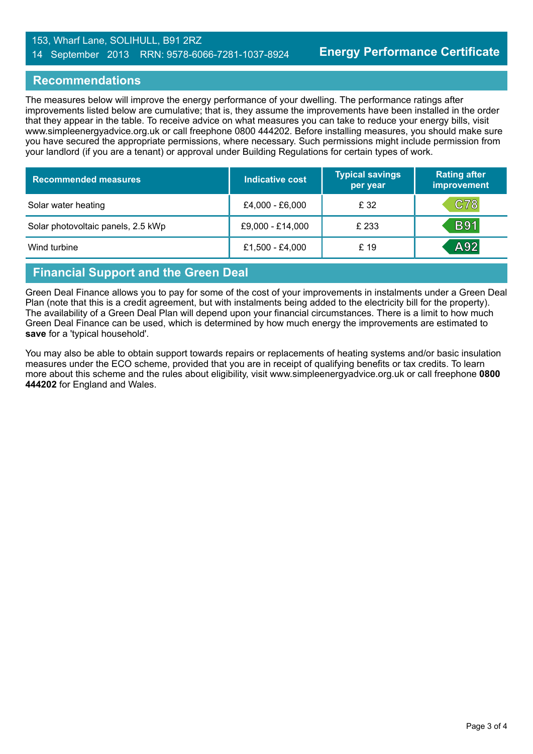153, Wharf Lane, SOLIHULL, B91 2RZ
14 September 2013 RRN: 9578-6066-7281-1037-8924

**Energy Performance Certificate**

## Recommendations

The measures below will improve the energy performance of your dwelling. The performance ratings after improvements listed below are cumulative; that is, they assume the improvements have been installed in the order that they appear in the table. To receive advice on what measures you can take to reduce your energy bills, visit www.simpleenergyadvice.org.uk or call freephone 0800 444202. Before installing measures, you should make sure you have secured the appropriate permissions, where necessary. Such permissions might include permission from your landlord (if you are a tenant) or approval under Building Regulations for certain types of work.

| Recommended measures | Indicative cost | Typical savings per year | Rating after improvement |
|---|---|---|---|
| Solar water heating | £4,000 - £6,000 | £ 32 | C78 |
| Solar photovoltaic panels, 2.5 kWp | £9,000 - £14,000 | £ 233 | B91 |
| Wind turbine | £1,500 - £4,000 | £ 19 | A92 |

## Financial Support and the Green Deal

Green Deal Finance allows you to pay for some of the cost of your improvements in instalments under a Green Deal Plan (note that this is a credit agreement, but with instalments being added to the electricity bill for the property). The availability of a Green Deal Plan will depend upon your financial circumstances. There is a limit to how much Green Deal Finance can be used, which is determined by how much energy the improvements are estimated to **save** for a 'typical household'.

You may also be able to obtain support towards repairs or replacements of heating systems and/or basic insulation measures under the ECO scheme, provided that you are in receipt of qualifying benefits or tax credits. To learn more about this scheme and the rules about eligibility, visit www.simpleenergyadvice.org.uk or call freephone **0800 444202** for England and Wales.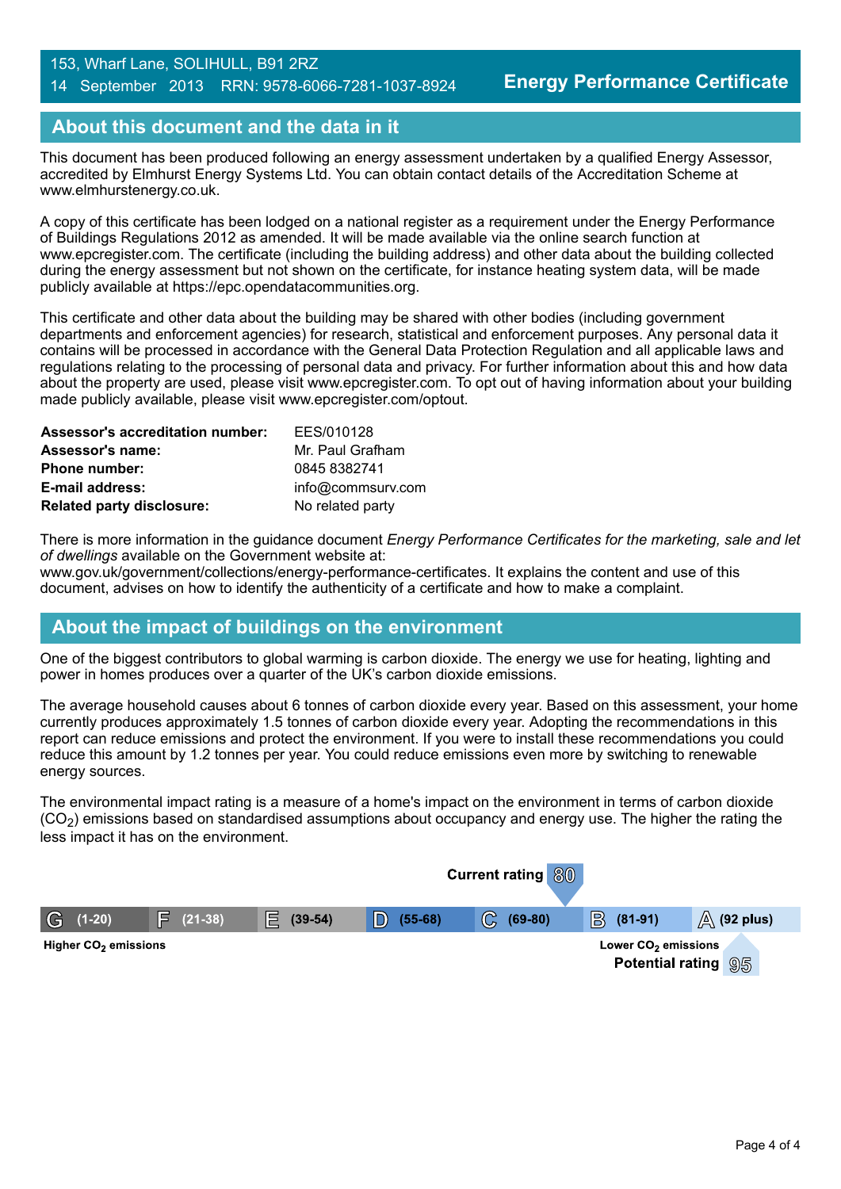153, Wharf Lane, SOLIHULL, B91 2RZ
14 September 2013 RRN: 9578-6066-7281-1037-8924

**Energy Performance Certificate**

## About this document and the data in it

This document has been produced following an energy assessment undertaken by a qualified Energy Assessor, accredited by Elmhurst Energy Systems Ltd. You can obtain contact details of the Accreditation Scheme at www.elmhurstenergy.co.uk.

A copy of this certificate has been lodged on a national register as a requirement under the Energy Performance of Buildings Regulations 2012 as amended. It will be made available via the online search function at www.epcregister.com. The certificate (including the building address) and other data about the building collected during the energy assessment but not shown on the certificate, for instance heating system data, will be made publicly available at https://epc.opendatacommunities.org.

This certificate and other data about the building may be shared with other bodies (including government departments and enforcement agencies) for research, statistical and enforcement purposes. Any personal data it contains will be processed in accordance with the General Data Protection Regulation and all applicable laws and regulations relating to the processing of personal data and privacy. For further information about this and how data about the property are used, please visit www.epcregister.com. To opt out of having information about your building made publicly available, please visit www.epcregister.com/optout.

| | |
|---|---|
| **Assessor's accreditation number:** | EES/010128 |
| **Assessor's name:** | Mr. Paul Grafham |
| **Phone number:** | 0845 8382741 |
| **E-mail address:** | info@commsurv.com |
| **Related party disclosure:** | No related party |

There is more information in the guidance document *Energy Performance Certificates for the marketing, sale and let of dwellings* available on the Government website at: www.gov.uk/government/collections/energy-performance-certificates. It explains the content and use of this document, advises on how to identify the authenticity of a certificate and how to make a complaint.

## About the impact of buildings on the environment

One of the biggest contributors to global warming is carbon dioxide. The energy we use for heating, lighting and power in homes produces over a quarter of the UK's carbon dioxide emissions.

The average household causes about 6 tonnes of carbon dioxide every year. Based on this assessment, your home currently produces approximately 1.5 tonnes of carbon dioxide every year. Adopting the recommendations in this report can reduce emissions and protect the environment. If you were to install these recommendations you could reduce this amount by 1.2 tonnes per year. You could reduce emissions even more by switching to renewable energy sources.

The environmental impact rating is a measure of a home's impact on the environment in terms of carbon dioxide ($CO_2$) emissions based on standardised assumptions about occupancy and energy use. The higher the rating the less impact it has on the environment.

Current rating 80

G (1-20) F (21-38) E (39-54) D (55-68) C (69-80) B (81-91) A (92 plus)

Higher $CO_2$ emissions

Lower $CO_2$ emissions

Potential rating 95